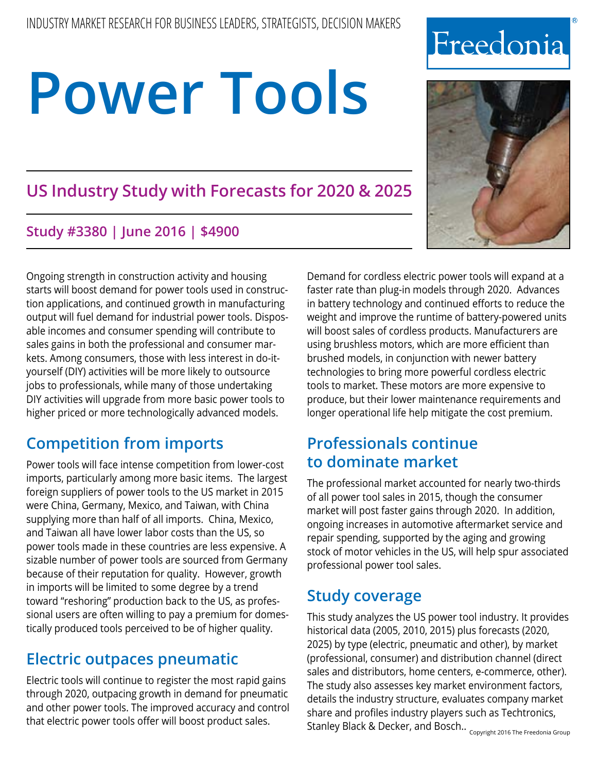INDUSTRY MARKET RESEARCH FOR BUSINESS LEADERS, STRATEGISTS, DECISION MAKERS

Freedonia®

# Power Tools

## US Industry Study with Forecasts for 2020 & 2025

**Study #3380 | June 2016 | $4900**

Ongoing strength in construction activity and housing starts will boost demand for power tools used in construction applications, and continued growth in manufacturing output will fuel demand for industrial power tools. Disposable incomes and consumer spending will contribute to sales gains in both the professional and consumer markets. Among consumers, those with less interest in do-it-yourself (DIY) activities will be more likely to outsource jobs to professionals, while many of those undertaking DIY activities will upgrade from more basic power tools to higher priced or more technologically advanced models.

## Competition from imports

Power tools will face intense competition from lower-cost imports, particularly among more basic items. The largest foreign suppliers of power tools to the US market in 2015 were China, Germany, Mexico, and Taiwan, with China supplying more than half of all imports. China, Mexico, and Taiwan all have lower labor costs than the US, so power tools made in these countries are less expensive. A sizable number of power tools are sourced from Germany because of their reputation for quality. However, growth in imports will be limited to some degree by a trend toward "reshoring" production back to the US, as professional users are often willing to pay a premium for domestically produced tools perceived to be of higher quality.

## Electric outpaces pneumatic

Electric tools will continue to register the most rapid gains through 2020, outpacing growth in demand for pneumatic and other power tools. The improved accuracy and control that electric power tools offer will boost product sales.

Demand for cordless electric power tools will expand at a faster rate than plug-in models through 2020. Advances in battery technology and continued efforts to reduce the weight and improve the runtime of battery-powered units will boost sales of cordless products. Manufacturers are using brushless motors, which are more efficient than brushed models, in conjunction with newer battery technologies to bring more powerful cordless electric tools to market. These motors are more expensive to produce, but their lower maintenance requirements and longer operational life help mitigate the cost premium.

## Professionals continue to dominate market

The professional market accounted for nearly two-thirds of all power tool sales in 2015, though the consumer market will post faster gains through 2020. In addition, ongoing increases in automotive aftermarket service and repair spending, supported by the aging and growing stock of motor vehicles in the US, will help spur associated professional power tool sales.

## Study coverage

This study analyzes the US power tool industry. It provides historical data (2005, 2010, 2015) plus forecasts (2020, 2025) by type (electric, pneumatic and other), by market (professional, consumer) and distribution channel (direct sales and distributors, home centers, e-commerce, other). The study also assesses key market environment factors, details the industry structure, evaluates company market share and profiles industry players such as Techtronics, Stanley Black & Decker, and Bosch..

Copyright 2016 The Freedonia Group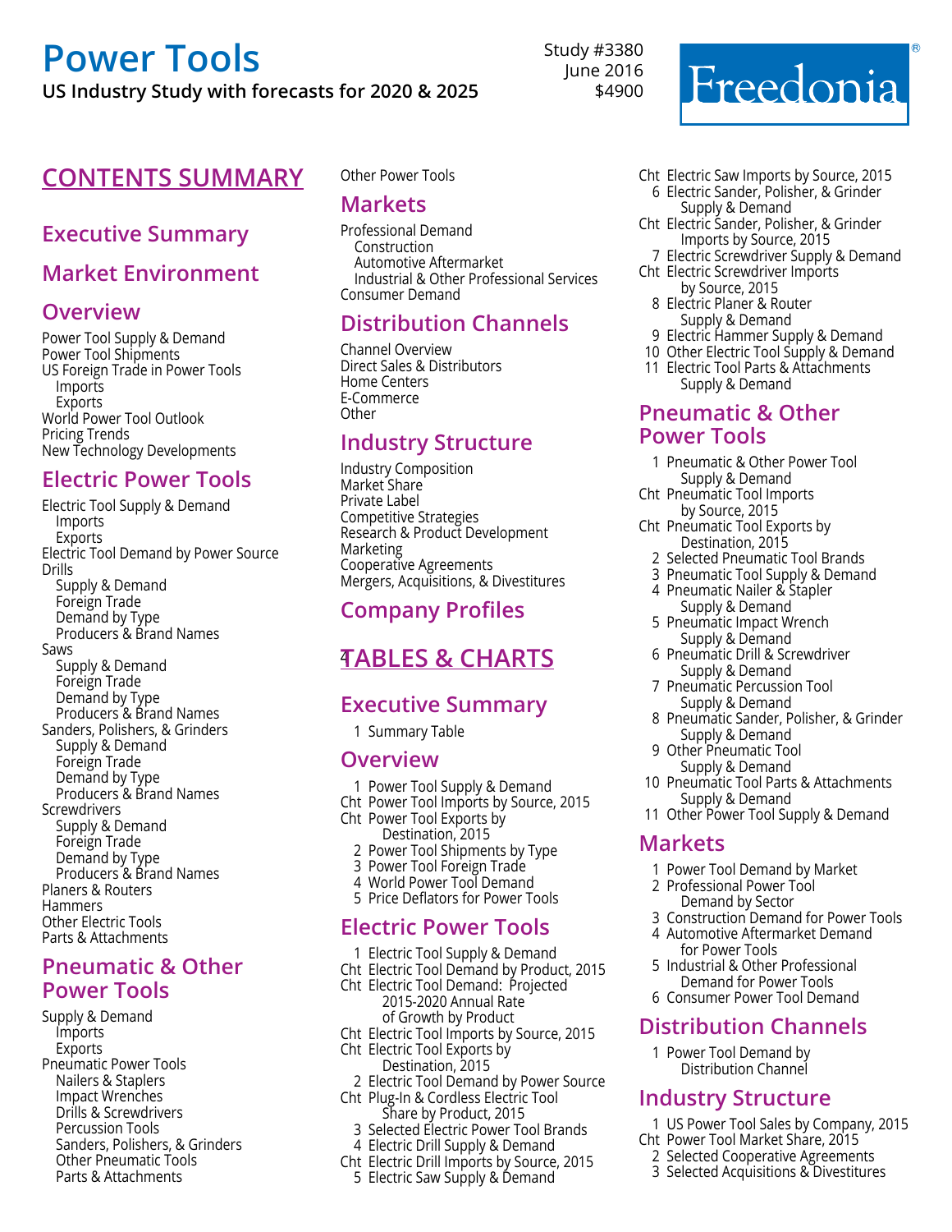# Power Tools

**US Industry Study with forecasts for 2020 & 2025**

Study #3380
June 2016
$4900

## CONTENTS SUMMARY

### Executive Summary

### Market Environment

### Overview

Power Tool Supply & Demand
Power Tool Shipments
US Foreign Trade in Power Tools
- Imports
- Exports

World Power Tool Outlook
Pricing Trends
New Technology Developments

### Electric Power Tools

Electric Tool Supply & Demand
- Imports
- Exports

Electric Tool Demand by Power Source
Drills
- Supply & Demand
- Foreign Trade
- Demand by Type
- Producers & Brand Names

Saws
- Supply & Demand
- Foreign Trade
- Demand by Type
- Producers & Brand Names

Sanders, Polishers, & Grinders
- Supply & Demand
- Foreign Trade
- Demand by Type
- Producers & Brand Names

Screwdrivers
- Supply & Demand
- Foreign Trade
- Demand by Type
- Producers & Brand Names

Planers & Routers
Hammers
Other Electric Tools
Parts & Attachments

### Pneumatic & Other Power Tools

Supply & Demand
- Imports
- Exports

Pneumatic Power Tools
- Nailers & Staplers
- Impact Wrenches
- Drills & Screwdrivers
- Percussion Tools
- Sanders, Polishers, & Grinders
- Other Pneumatic Tools
- Parts & Attachments

Other Power Tools

### Markets

Professional Demand
- Construction
- Automotive Aftermarket
- Industrial & Other Professional Services

Consumer Demand

### Distribution Channels

Channel Overview
Direct Sales & Distributors
Home Centers
E-Commerce
Other

### Industry Structure

Industry Composition
Market Share
Private Label
Competitive Strategies
Research & Product Development
Marketing
Cooperative Agreements
Mergers, Acquisitions, & Divestitures

### Company Profiles

## TABLES & CHARTS

### Executive Summary

1 Summary Table

### Overview

1 Power Tool Supply & Demand
Cht Power Tool Imports by Source, 2015
Cht Power Tool Exports by Destination, 2015
2 Power Tool Shipments by Type
3 Power Tool Foreign Trade
4 World Power Tool Demand
5 Price Deflators for Power Tools

### Electric Power Tools

1 Electric Tool Supply & Demand
Cht Electric Tool Demand by Product, 2015
Cht Electric Tool Demand: Projected 2015-2020 Annual Rate of Growth by Product
Cht Electric Tool Imports by Source, 2015
Cht Electric Tool Exports by Destination, 2015
2 Electric Tool Demand by Power Source
Cht Plug-In & Cordless Electric Tool Share by Product, 2015
3 Selected Electric Power Tool Brands
4 Electric Drill Supply & Demand
Cht Electric Drill Imports by Source, 2015
5 Electric Saw Supply & Demand
Cht Electric Saw Imports by Source, 2015
6 Electric Sander, Polisher, & Grinder Supply & Demand
Cht Electric Sander, Polisher, & Grinder Imports by Source, 2015
7 Electric Screwdriver Supply & Demand
Cht Electric Screwdriver Imports by Source, 2015
8 Electric Planer & Router Supply & Demand
9 Electric Hammer Supply & Demand
10 Other Electric Tool Supply & Demand
11 Electric Tool Parts & Attachments Supply & Demand

### Pneumatic & Other Power Tools

1 Pneumatic & Other Power Tool Supply & Demand
Cht Pneumatic Tool Imports by Source, 2015
Cht Pneumatic Tool Exports by Destination, 2015
2 Selected Pneumatic Tool Brands
3 Pneumatic Tool Supply & Demand
4 Pneumatic Nailer & Stapler Supply & Demand
5 Pneumatic Impact Wrench Supply & Demand
6 Pneumatic Drill & Screwdriver Supply & Demand
7 Pneumatic Percussion Tool Supply & Demand
8 Pneumatic Sander, Polisher, & Grinder Supply & Demand
9 Other Pneumatic Tool Supply & Demand
10 Pneumatic Tool Parts & Attachments Supply & Demand
11 Other Power Tool Supply & Demand

### Markets

1 Power Tool Demand by Market
2 Professional Power Tool Demand by Sector
3 Construction Demand for Power Tools
4 Automotive Aftermarket Demand for Power Tools
5 Industrial & Other Professional Demand for Power Tools
6 Consumer Power Tool Demand

### Distribution Channels

1 Power Tool Demand by Distribution Channel

### Industry Structure

1 US Power Tool Sales by Company, 2015
Cht Power Tool Market Share, 2015
2 Selected Cooperative Agreements
3 Selected Acquisitions & Divestitures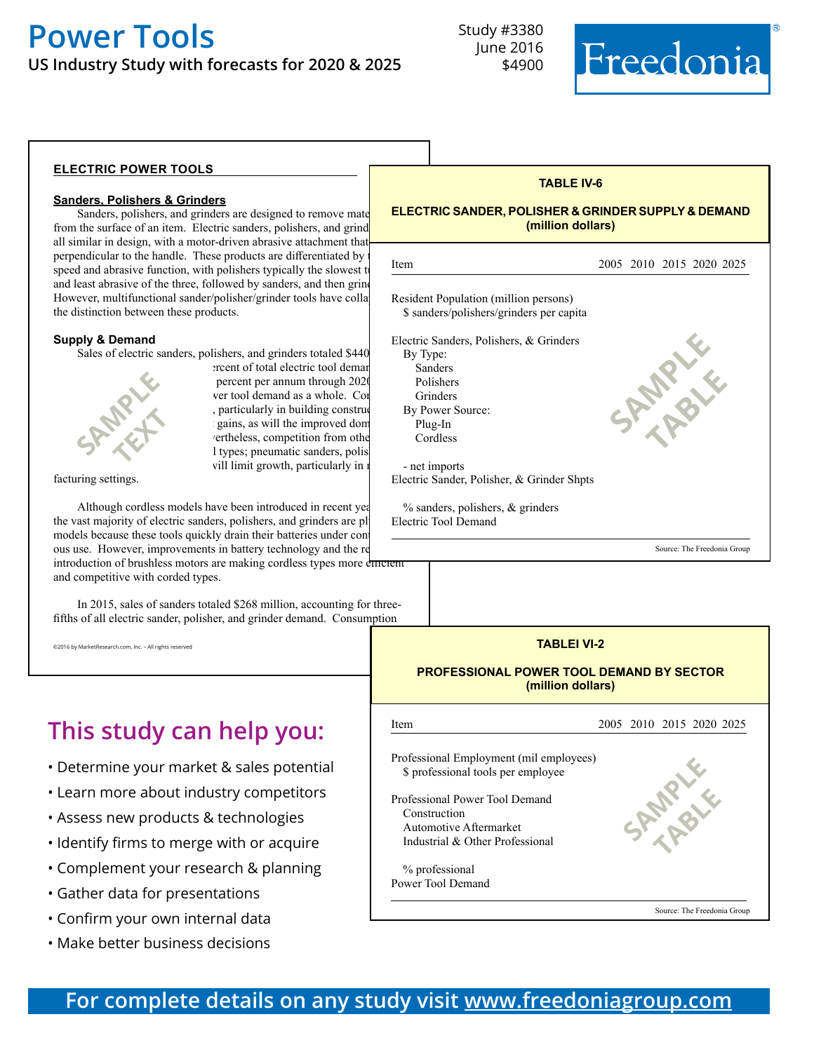# Power Tools

**US Industry Study with forecasts for 2020 & 2025**

Study #3380
June 2016
$4900

Freedonia

### ELECTRIC POWER TOOLS

#### Sanders, Polishers & Grinders

Sanders, polishers, and grinders are designed to remove mate from the surface of an item. Electric sanders, polishers, and grind all similar in design, with a motor-driven abrasive attachment that perpendicular to the handle. These products are differentiated by speed and abrasive function, with polishers typically the slowest t and least abrasive of the three, followed by sanders, and then grin However, multifunctional sander/polisher/grinder tools have colla the distinction between these products.

#### Supply & Demand

Sales of electric sanders, polishers, and grinders totaled $440 ercent of total electric tool demar percent per annum through 202 ver tool demand as a whole. Co , particularly in building constru gains, as will the improved dom ertheless, competition from othe l types; pneumatic sanders, polis vill limit growth, particularly in facturing settings.

SAMPLE TEXT

Although cordless models have been introduced in recent yea the vast majority of electric sanders, polishers, and grinders are pl models because these tools quickly drain their batteries under con ous use. However, improvements in battery technology and the r introduction of brushless motors are making cordless types more efficient and competitive with corded types.

In 2015, sales of sanders totaled $268 million, accounting for three-fifths of all electric sander, polisher, and grinder demand. Consumption

©2016 by MarketResearch.com, Inc. – All rights reserved

**TABLE IV-6**

**ELECTRIC SANDER, POLISHER & GRINDER SUPPLY & DEMAND (million dollars)**

| Item | 2005 | 2010 | 2015 | 2020 | 2025 |
|---|---|---|---|---|---|
| Resident Population (million persons) | | | | | |
| $ sanders/polishers/grinders per capita | | | | | |
| Electric Sanders, Polishers, & Grinders | | | | | |
| By Type: | | | | | |
| Sanders | | | | | |
| Polishers | | | | | |
| Grinders | | | | | |
| By Power Source: | | | | | |
| Plug-In | | | | | |
| Cordless | | | | | |
| - net imports | | | | | |
| Electric Sander, Polisher, & Grinder Shpts | | | | | |
| % sanders, polishers, & grinders | | | | | |
| Electric Tool Demand | | | | | |

SAMPLE TABLE

Source: The Freedonia Group

**TABLEI VI-2**

**PROFESSIONAL POWER TOOL DEMAND BY SECTOR (million dollars)**

| Item | 2005 | 2010 | 2015 | 2020 | 2025 |
|---|---|---|---|---|---|
| Professional Employment (mil employees) | | | | | |
| $ professional tools per employee | | | | | |
| Professional Power Tool Demand | | | | | |
| Construction | | | | | |
| Automotive Aftermarket | | | | | |
| Industrial & Other Professional | | | | | |
| % professional | | | | | |
| Power Tool Demand | | | | | |

SAMPLE TABLE

Source: The Freedonia Group

## This study can help you:

- Determine your market & sales potential
- Learn more about industry competitors
- Assess new products & technologies
- Identify firms to merge with or acquire
- Complement your research & planning
- Gather data for presentations
- Confirm your own internal data
- Make better business decisions

**For complete details on any study visit www.freedoniagroup.com**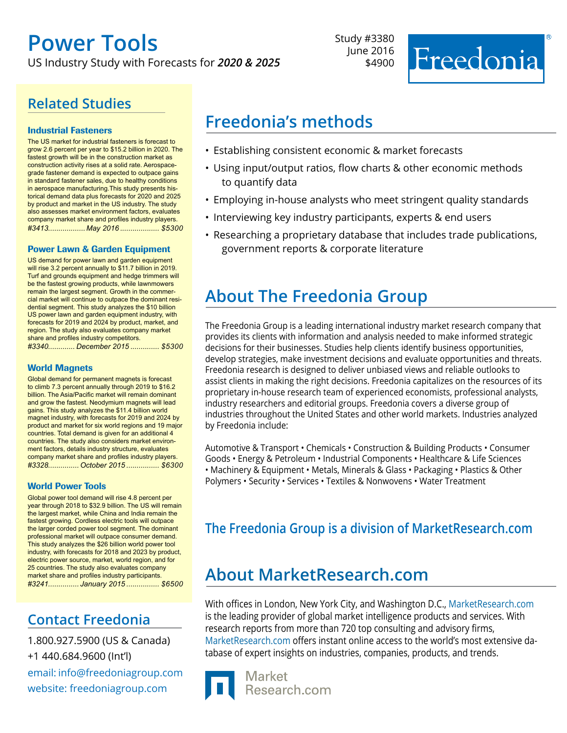# Power Tools

US Industry Study with Forecasts for ***2020 & 2025***

Study #3380
June 2016
$4900

Freedonia®

## Related Studies

### Industrial Fasteners

The US market for industrial fasteners is forecast to grow 2.6 percent per year to $15.2 billion in 2020. The fastest growth will be in the construction market as construction activity rises at a solid rate. Aerospace-grade fastener demand is expected to outpace gains in standard fastener sales, due to healthy conditions in aerospace manufacturing.This study presents historical demand data plus forecasts for 2020 and 2025 by product and market in the US industry. The study also assesses market environment factors, evaluates company market share and profiles industry players.

*#3413................. May 2016 .................. $5300*

### Power Lawn & Garden Equipment

US demand for power lawn and garden equipment will rise 3.2 percent annually to $11.7 billion in 2019. Turf and grounds equipment and hedge trimmers will be the fastest growing products, while lawnmowers remain the largest segment. Growth in the commercial market will continue to outpace the dominant residential segment. This study analyzes the $10 billion US power lawn and garden equipment industry, with forecasts for 2019 and 2024 by product, market, and region. The study also evaluates company market share and profiles industry competitors.

*#3340............ December 2015 ............. $5300*

### World Magnets

Global demand for permanent magnets is forecast to climb 7.3 percent annually through 2019 to $16.2 billion. The Asia/Pacific market will remain dominant and grow the fastest. Neodymium magnets will lead gains. This study analyzes the $11.4 billion world magnet industry, with forecasts for 2019 and 2024 by product and market for six world regions and 19 major countries. Total demand is given for an additional 4 countries. The study also considers market environment factors, details industry structure, evaluates company market share and profiles industry players.

*#3328.............. October 2015 ................ $6300*

### World Power Tools

Global power tool demand will rise 4.8 percent per year through 2018 to $32.9 billion. The US will remain the largest market, while China and India remain the fastest growing. Cordless electric tools will outpace the larger corded power tool segment. The dominant professional market will outpace consumer demand. This study analyzes the $26 billion world power tool industry, with forecasts for 2018 and 2023 by product, electric power source, market, world region, and for 25 countries. The study also evaluates company market share and profiles industry participants.

*#3241.............. January 2015 ................ $6500*

## Contact Freedonia

1.800.927.5900 (US & Canada)

+1 440.684.9600 (Int'l)

email: info@freedoniagroup.com

website: freedoniagroup.com

## Freedonia's methods

- Establishing consistent economic & market forecasts
- Using input/output ratios, flow charts & other economic methods to quantify data
- Employing in-house analysts who meet stringent quality standards
- Interviewing key industry participants, experts & end users
- Researching a proprietary database that includes trade publications, government reports & corporate literature

## About The Freedonia Group

The Freedonia Group is a leading international industry market research company that provides its clients with information and analysis needed to make informed strategic decisions for their businesses. Studies help clients identify business opportunities, develop strategies, make investment decisions and evaluate opportunities and threats. Freedonia research is designed to deliver unbiased views and reliable outlooks to assist clients in making the right decisions. Freedonia capitalizes on the resources of its proprietary in-house research team of experienced economists, professional analysts, industry researchers and editorial groups. Freedonia covers a diverse group of industries throughout the United States and other world markets. Industries analyzed by Freedonia include:

Automotive & Transport • Chemicals • Construction & Building Products • Consumer Goods • Energy & Petroleum • Industrial Components • Healthcare & Life Sciences • Machinery & Equipment • Metals, Minerals & Glass • Packaging • Plastics & Other Polymers • Security • Services • Textiles & Nonwovens • Water Treatment

### The Freedonia Group is a division of MarketResearch.com

## About MarketResearch.com

With offices in London, New York City, and Washington D.C., MarketResearch.com is the leading provider of global market intelligence products and services. With research reports from more than 720 top consulting and advisory firms, MarketResearch.com offers instant online access to the world's most extensive database of expert insights on industries, companies, products, and trends.

Market Research.com